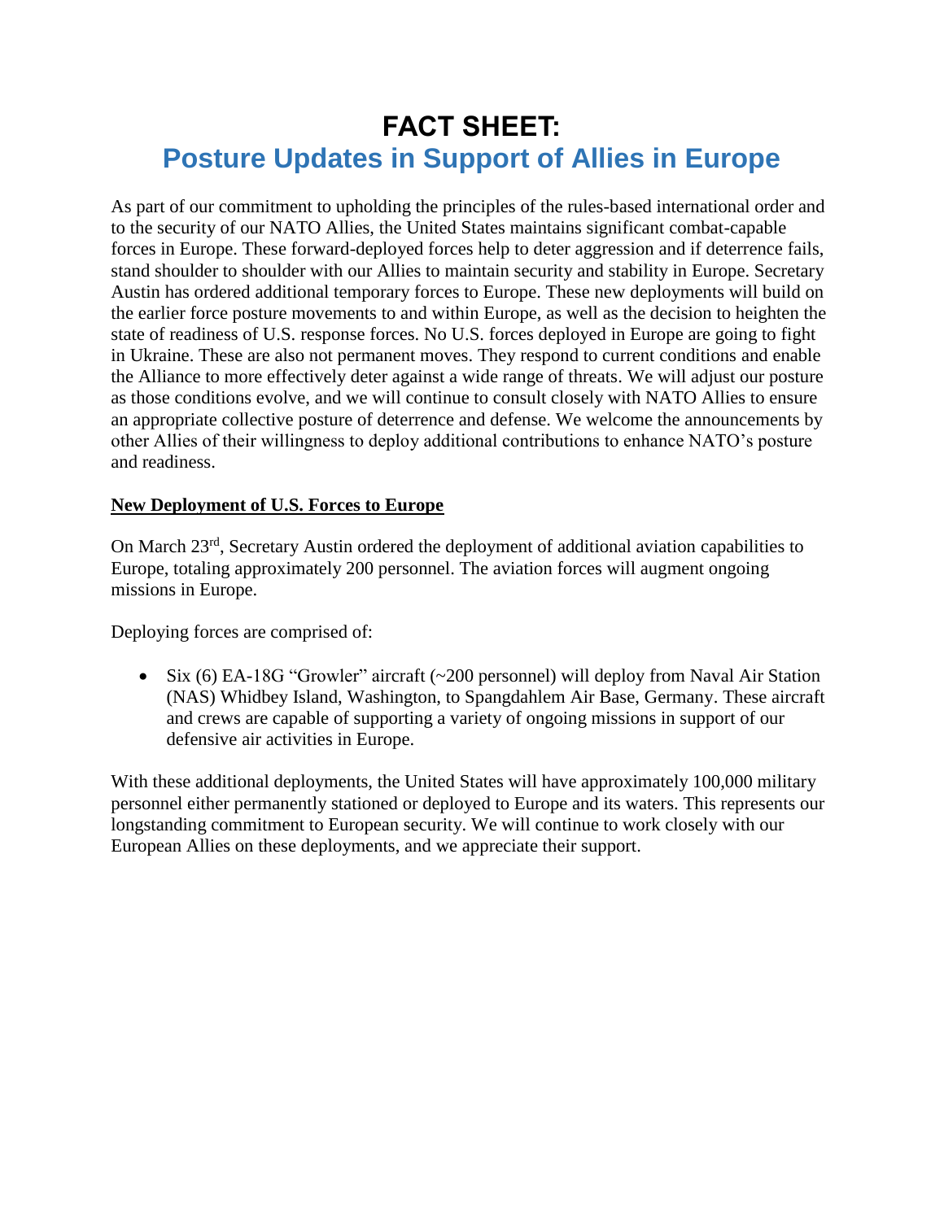# FACT SHEET:
## Posture Updates in Support of Allies in Europe

As part of our commitment to upholding the principles of the rules-based international order and to the security of our NATO Allies, the United States maintains significant combat-capable forces in Europe. These forward-deployed forces help to deter aggression and if deterrence fails, stand shoulder to shoulder with our Allies to maintain security and stability in Europe. Secretary Austin has ordered additional temporary forces to Europe. These new deployments will build on the earlier force posture movements to and within Europe, as well as the decision to heighten the state of readiness of U.S. response forces. No U.S. forces deployed in Europe are going to fight in Ukraine. These are also not permanent moves. They respond to current conditions and enable the Alliance to more effectively deter against a wide range of threats. We will adjust our posture as those conditions evolve, and we will continue to consult closely with NATO Allies to ensure an appropriate collective posture of deterrence and defense. We welcome the announcements by other Allies of their willingness to deploy additional contributions to enhance NATO's posture and readiness.

**New Deployment of U.S. Forces to Europe**

On March 23rd, Secretary Austin ordered the deployment of additional aviation capabilities to Europe, totaling approximately 200 personnel. The aviation forces will augment ongoing missions in Europe.

Deploying forces are comprised of:

- Six (6) EA-18G "Growler" aircraft (~200 personnel) will deploy from Naval Air Station (NAS) Whidbey Island, Washington, to Spangdahlem Air Base, Germany. These aircraft and crews are capable of supporting a variety of ongoing missions in support of our defensive air activities in Europe.

With these additional deployments, the United States will have approximately 100,000 military personnel either permanently stationed or deployed to Europe and its waters. This represents our longstanding commitment to European security. We will continue to work closely with our European Allies on these deployments, and we appreciate their support.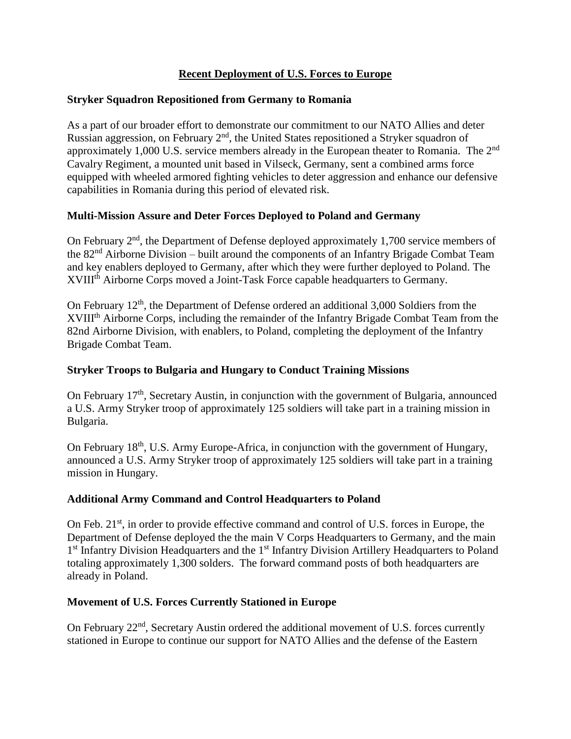# Recent Deployment of U.S. Forces to Europe

## Stryker Squadron Repositioned from Germany to Romania

As a part of our broader effort to demonstrate our commitment to our NATO Allies and deter Russian aggression, on February 2nd, the United States repositioned a Stryker squadron of approximately 1,000 U.S. service members already in the European theater to Romania. The 2nd Cavalry Regiment, a mounted unit based in Vilseck, Germany, sent a combined arms force equipped with wheeled armored fighting vehicles to deter aggression and enhance our defensive capabilities in Romania during this period of elevated risk.

## Multi-Mission Assure and Deter Forces Deployed to Poland and Germany

On February 2nd, the Department of Defense deployed approximately 1,700 service members of the 82nd Airborne Division – built around the components of an Infantry Brigade Combat Team and key enablers deployed to Germany, after which they were further deployed to Poland. The XVIIIth Airborne Corps moved a Joint-Task Force capable headquarters to Germany.

On February 12th, the Department of Defense ordered an additional 3,000 Soldiers from the XVIIIth Airborne Corps, including the remainder of the Infantry Brigade Combat Team from the 82nd Airborne Division, with enablers, to Poland, completing the deployment of the Infantry Brigade Combat Team.

## Stryker Troops to Bulgaria and Hungary to Conduct Training Missions

On February 17th, Secretary Austin, in conjunction with the government of Bulgaria, announced a U.S. Army Stryker troop of approximately 125 soldiers will take part in a training mission in Bulgaria.

On February 18th, U.S. Army Europe-Africa, in conjunction with the government of Hungary, announced a U.S. Army Stryker troop of approximately 125 soldiers will take part in a training mission in Hungary.

## Additional Army Command and Control Headquarters to Poland

On Feb. 21st, in order to provide effective command and control of U.S. forces in Europe, the Department of Defense deployed the the main V Corps Headquarters to Germany, and the main 1st Infantry Division Headquarters and the 1st Infantry Division Artillery Headquarters to Poland totaling approximately 1,300 solders. The forward command posts of both headquarters are already in Poland.

## Movement of U.S. Forces Currently Stationed in Europe

On February 22nd, Secretary Austin ordered the additional movement of U.S. forces currently stationed in Europe to continue our support for NATO Allies and the defense of the Eastern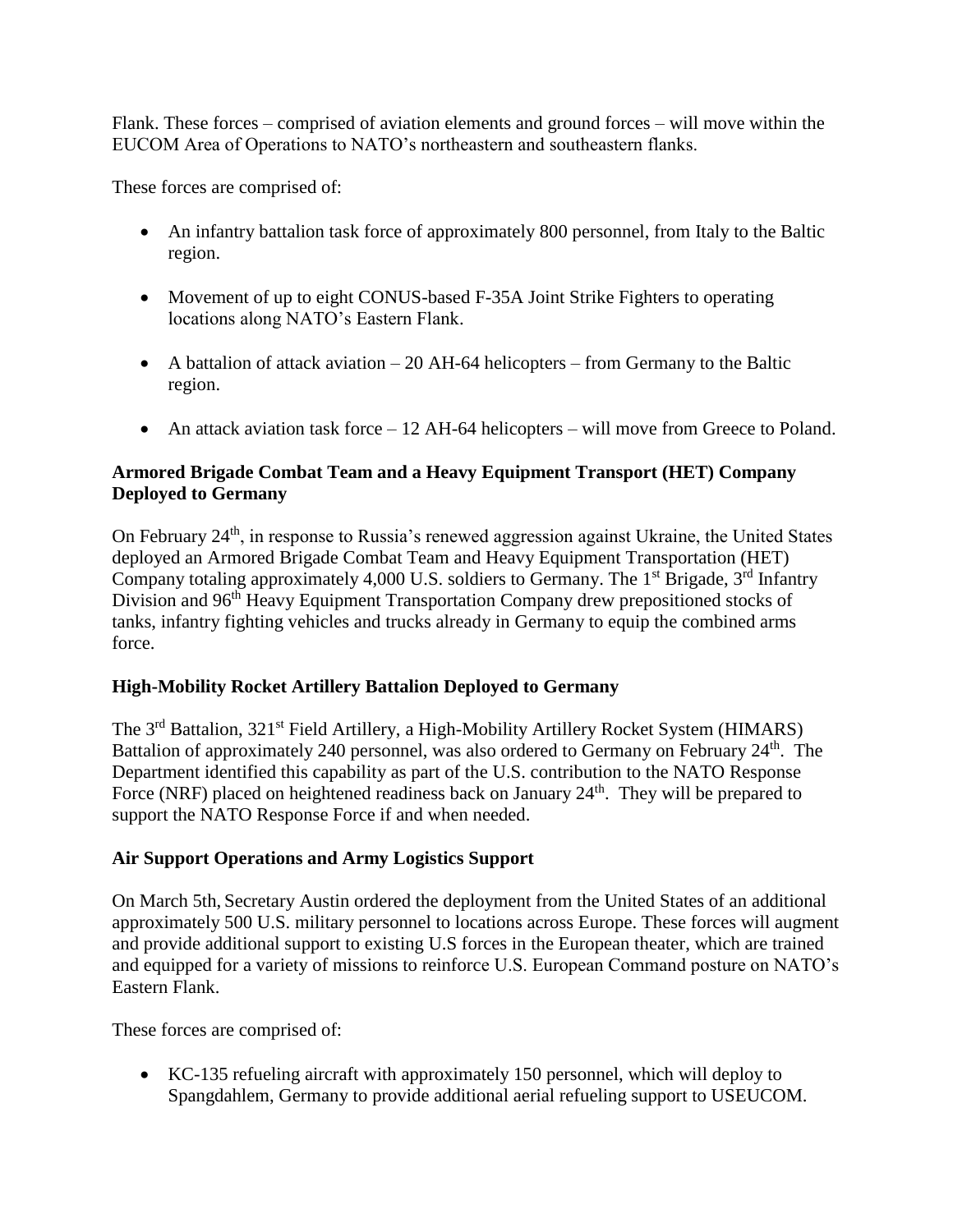Flank. These forces – comprised of aviation elements and ground forces – will move within the EUCOM Area of Operations to NATO's northeastern and southeastern flanks.

These forces are comprised of:

- An infantry battalion task force of approximately 800 personnel, from Italy to the Baltic region.
- Movement of up to eight CONUS-based F-35A Joint Strike Fighters to operating locations along NATO's Eastern Flank.
- A battalion of attack aviation – 20 AH-64 helicopters – from Germany to the Baltic region.
- An attack aviation task force – 12 AH-64 helicopters – will move from Greece to Poland.

**Armored Brigade Combat Team and a Heavy Equipment Transport (HET) Company Deployed to Germany**

On February 24th, in response to Russia's renewed aggression against Ukraine, the United States deployed an Armored Brigade Combat Team and Heavy Equipment Transportation (HET) Company totaling approximately 4,000 U.S. soldiers to Germany. The 1st Brigade, 3rd Infantry Division and 96th Heavy Equipment Transportation Company drew prepositioned stocks of tanks, infantry fighting vehicles and trucks already in Germany to equip the combined arms force.

**High-Mobility Rocket Artillery Battalion Deployed to Germany**

The 3rd Battalion, 321st Field Artillery, a High-Mobility Artillery Rocket System (HIMARS) Battalion of approximately 240 personnel, was also ordered to Germany on February 24th. The Department identified this capability as part of the U.S. contribution to the NATO Response Force (NRF) placed on heightened readiness back on January 24th. They will be prepared to support the NATO Response Force if and when needed.

**Air Support Operations and Army Logistics Support**

On March 5th, Secretary Austin ordered the deployment from the United States of an additional approximately 500 U.S. military personnel to locations across Europe. These forces will augment and provide additional support to existing U.S forces in the European theater, which are trained and equipped for a variety of missions to reinforce U.S. European Command posture on NATO's Eastern Flank.

These forces are comprised of:

- KC-135 refueling aircraft with approximately 150 personnel, which will deploy to Spangdahlem, Germany to provide additional aerial refueling support to USEUCOM.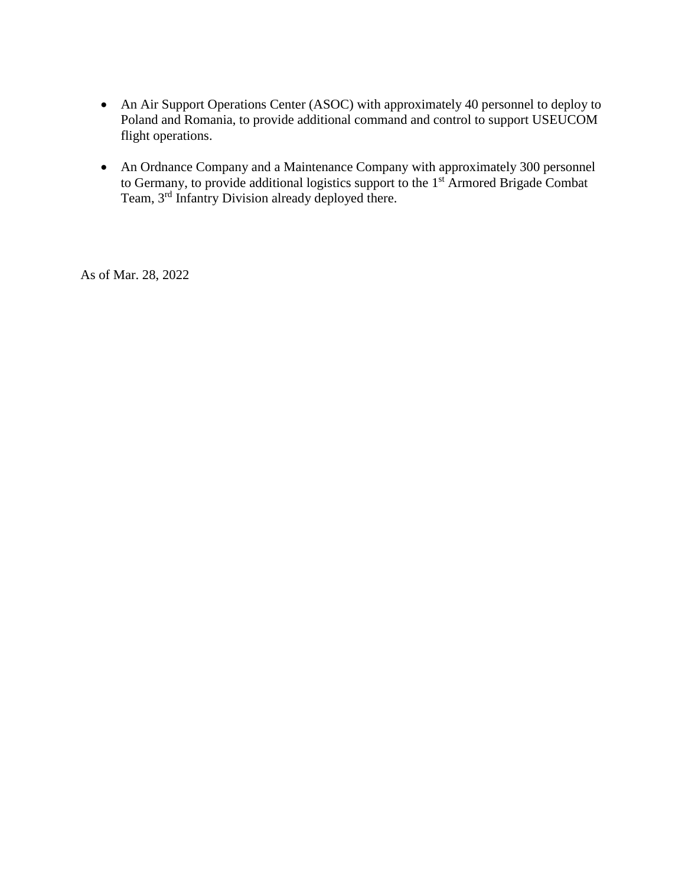- An Air Support Operations Center (ASOC) with approximately 40 personnel to deploy to Poland and Romania, to provide additional command and control to support USEUCOM flight operations.

- An Ordnance Company and a Maintenance Company with approximately 300 personnel to Germany, to provide additional logistics support to the 1st Armored Brigade Combat Team, 3rd Infantry Division already deployed there.

As of Mar. 28, 2022